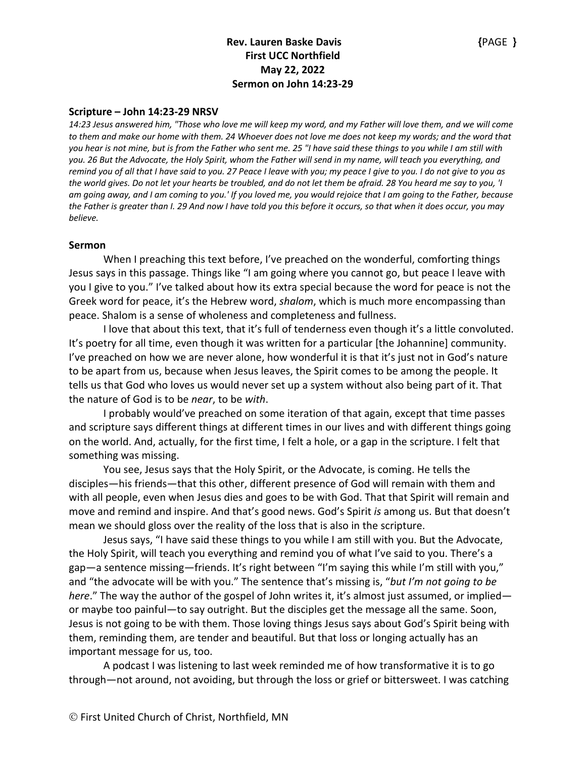**Rev. Lauren Baske Davis**
**First UCC Northfield**
**May 22, 2022**
**Sermon on John 14:23-29**

**Scripture – John 14:23-29 NRSV**

*14:23 Jesus answered him, "Those who love me will keep my word, and my Father will love them, and we will come to them and make our home with them. 24 Whoever does not love me does not keep my words; and the word that you hear is not mine, but is from the Father who sent me. 25 "I have said these things to you while I am still with you. 26 But the Advocate, the Holy Spirit, whom the Father will send in my name, will teach you everything, and remind you of all that I have said to you. 27 Peace I leave with you; my peace I give to you. I do not give to you as the world gives. Do not let your hearts be troubled, and do not let them be afraid. 28 You heard me say to you, 'I am going away, and I am coming to you.' If you loved me, you would rejoice that I am going to the Father, because the Father is greater than I. 29 And now I have told you this before it occurs, so that when it does occur, you may believe.*

**Sermon**

When I preaching this text before, I've preached on the wonderful, comforting things Jesus says in this passage. Things like "I am going where you cannot go, but peace I leave with you I give to you." I've talked about how its extra special because the word for peace is not the Greek word for peace, it's the Hebrew word, *shalom*, which is much more encompassing than peace. Shalom is a sense of wholeness and completeness and fullness.

I love that about this text, that it's full of tenderness even though it's a little convoluted. It's poetry for all time, even though it was written for a particular [the Johannine] community. I've preached on how we are never alone, how wonderful it is that it's just not in God's nature to be apart from us, because when Jesus leaves, the Spirit comes to be among the people. It tells us that God who loves us would never set up a system without also being part of it. That the nature of God is to be *near*, to be *with*.

I probably would've preached on some iteration of that again, except that time passes and scripture says different things at different times in our lives and with different things going on the world. And, actually, for the first time, I felt a hole, or a gap in the scripture. I felt that something was missing.

You see, Jesus says that the Holy Spirit, or the Advocate, is coming. He tells the disciples—his friends—that this other, different presence of God will remain with them and with all people, even when Jesus dies and goes to be with God. That that Spirit will remain and move and remind and inspire. And that's good news. God's Spirit *is* among us. But that doesn't mean we should gloss over the reality of the loss that is also in the scripture.

Jesus says, "I have said these things to you while I am still with you. But the Advocate, the Holy Spirit, will teach you everything and remind you of what I've said to you. There's a gap—a sentence missing—friends. It's right between "I'm saying this while I'm still with you," and "the advocate will be with you." The sentence that's missing is, "*but I'm not going to be here*." The way the author of the gospel of John writes it, it's almost just assumed, or implied—or maybe too painful—to say outright. But the disciples get the message all the same. Soon, Jesus is not going to be with them. Those loving things Jesus says about God's Spirit being with them, reminding them, are tender and beautiful. But that loss or longing actually has an important message for us, too.

A podcast I was listening to last week reminded me of how transformative it is to go through—not around, not avoiding, but through the loss or grief or bittersweet. I was catching

© First United Church of Christ, Northfield, MN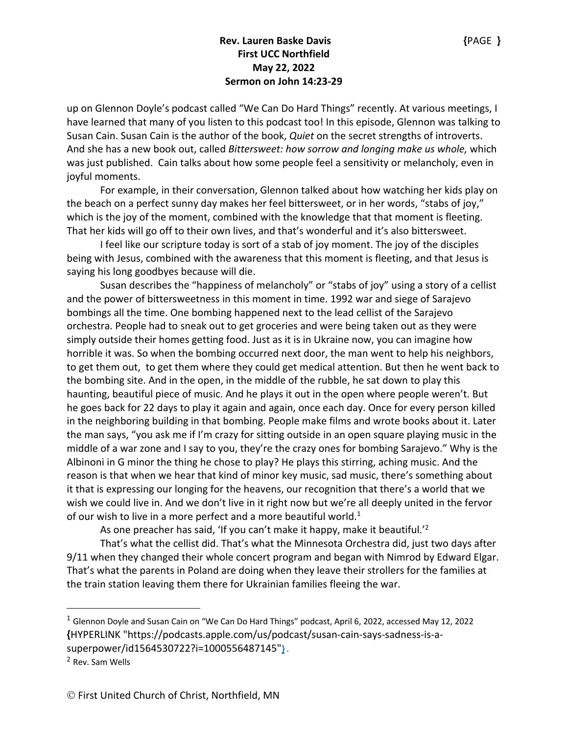up on Glennon Doyle's podcast called "We Can Do Hard Things" recently. At various meetings, I have learned that many of you listen to this podcast too! In this episode, Glennon was talking to Susan Cain. Susan Cain is the author of the book, *Quiet* on the secret strengths of introverts. And she has a new book out, called *Bittersweet: how sorrow and longing make us whole,* which was just published. Cain talks about how some people feel a sensitivity or melancholy, even in joyful moments.

For example, in their conversation, Glennon talked about how watching her kids play on the beach on a perfect sunny day makes her feel bittersweet, or in her words, "stabs of joy," which is the joy of the moment, combined with the knowledge that that moment is fleeting. That her kids will go off to their own lives, and that's wonderful and it's also bittersweet.

I feel like our scripture today is sort of a stab of joy moment. The joy of the disciples being with Jesus, combined with the awareness that this moment is fleeting, and that Jesus is saying his long goodbyes because will die.

Susan describes the "happiness of melancholy" or "stabs of joy" using a story of a cellist and the power of bittersweetness in this moment in time. 1992 war and siege of Sarajevo bombings all the time. One bombing happened next to the lead cellist of the Sarajevo orchestra. People had to sneak out to get groceries and were being taken out as they were simply outside their homes getting food. Just as it is in Ukraine now, you can imagine how horrible it was. So when the bombing occurred next door, the man went to help his neighbors, to get them out, to get them where they could get medical attention. But then he went back to the bombing site. And in the open, in the middle of the rubble, he sat down to play this haunting, beautiful piece of music. And he plays it out in the open where people weren't. But he goes back for 22 days to play it again and again, once each day. Once for every person killed in the neighboring building in that bombing. People make films and wrote books about it. Later the man says, "you ask me if I'm crazy for sitting outside in an open square playing music in the middle of a war zone and I say to you, they're the crazy ones for bombing Sarajevo." Why is the Albinoni in G minor the thing he chose to play? He plays this stirring, aching music. And the reason is that when we hear that kind of minor key music, sad music, there's something about it that is expressing our longing for the heavens, our recognition that there's a world that we wish we could live in. And we don't live in it right now but we're all deeply united in the fervor of our wish to live in a more perfect and a more beautiful world.[1]

As one preacher has said, 'If you can't make it happy, make it beautiful.'[2]

That's what the cellist did. That's what the Minnesota Orchestra did, just two days after 9/11 when they changed their whole concert program and began with Nimrod by Edward Elgar. That's what the parents in Poland are doing when they leave their strollers for the families at the train station leaving them there for Ukrainian families fleeing the war.

---

[1] Glennon Doyle and Susan Cain on "We Can Do Hard Things" podcast, April 6, 2022, accessed May 12, 2022 {HYPERLINK "https://podcasts.apple.com/us/podcast/susan-cain-says-sadness-is-a-superpower/id1564530722?i=1000556487145"}.

[2] Rev. Sam Wells

Ⓒ First United Church of Christ, Northfield, MN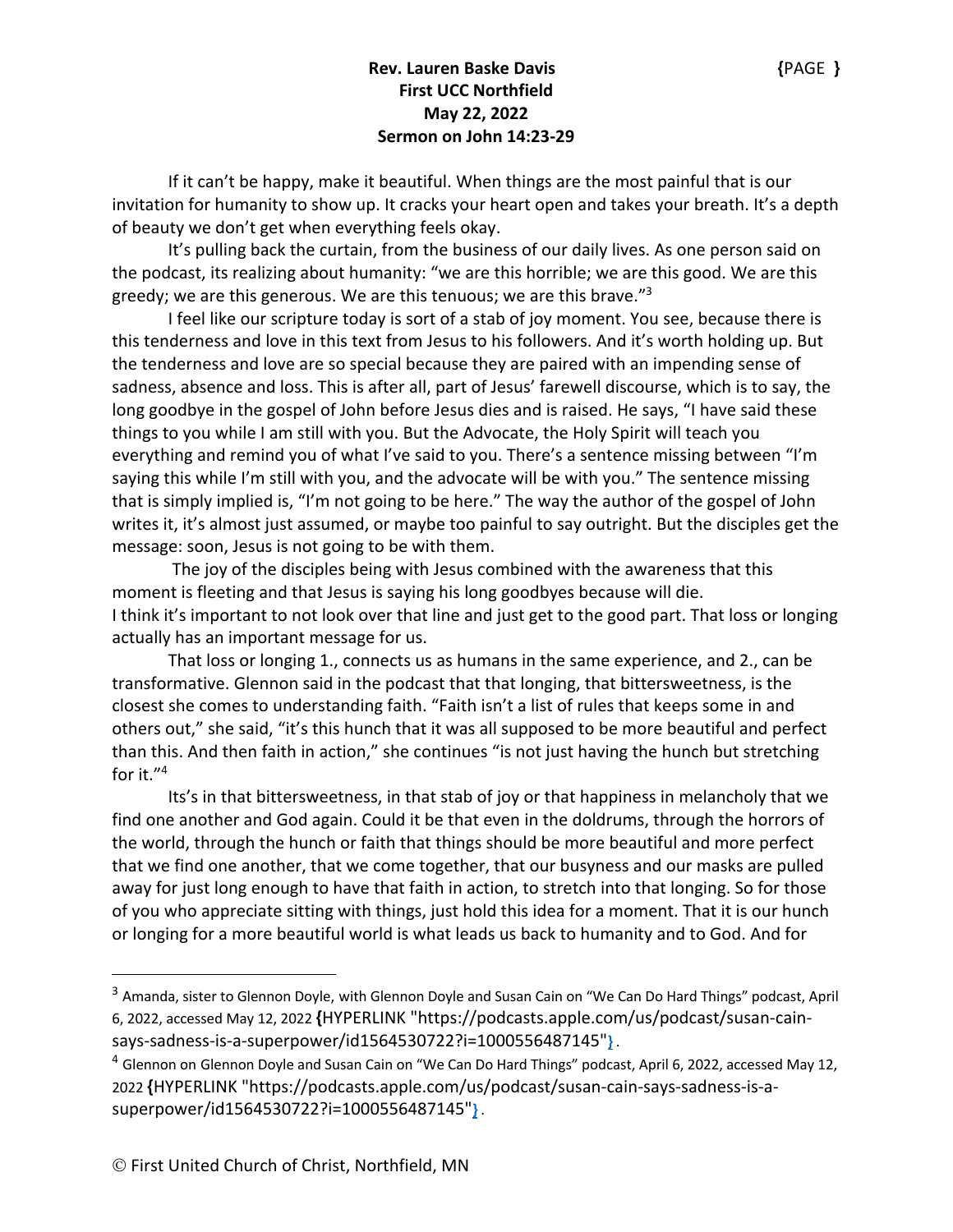If it can't be happy, make it beautiful. When things are the most painful that is our invitation for humanity to show up. It cracks your heart open and takes your breath. It's a depth of beauty we don't get when everything feels okay.

It's pulling back the curtain, from the business of our daily lives. As one person said on the podcast, its realizing about humanity: "we are this horrible; we are this good. We are this greedy; we are this generous. We are this tenuous; we are this brave."[3]

I feel like our scripture today is sort of a stab of joy moment. You see, because there is this tenderness and love in this text from Jesus to his followers. And it's worth holding up. But the tenderness and love are so special because they are paired with an impending sense of sadness, absence and loss. This is after all, part of Jesus' farewell discourse, which is to say, the long goodbye in the gospel of John before Jesus dies and is raised. He says, "I have said these things to you while I am still with you. But the Advocate, the Holy Spirit will teach you everything and remind you of what I've said to you. There's a sentence missing between "I'm saying this while I'm still with you, and the advocate will be with you." The sentence missing that is simply implied is, "I'm not going to be here." The way the author of the gospel of John writes it, it's almost just assumed, or maybe too painful to say outright. But the disciples get the message: soon, Jesus is not going to be with them.

The joy of the disciples being with Jesus combined with the awareness that this moment is fleeting and that Jesus is saying his long goodbyes because will die.
I think it's important to not look over that line and just get to the good part. That loss or longing actually has an important message for us.

That loss or longing 1., connects us as humans in the same experience, and 2., can be transformative. Glennon said in the podcast that that longing, that bittersweetness, is the closest she comes to understanding faith. "Faith isn't a list of rules that keeps some in and others out," she said, "it's this hunch that it was all supposed to be more beautiful and perfect than this. And then faith in action," she continues "is not just having the hunch but stretching for it."[4]

Its's in that bittersweetness, in that stab of joy or that happiness in melancholy that we find one another and God again. Could it be that even in the doldrums, through the horrors of the world, through the hunch or faith that things should be more beautiful and more perfect that we find one another, that we come together, that our busyness and our masks are pulled away for just long enough to have that faith in action, to stretch into that longing. So for those of you who appreciate sitting with things, just hold this idea for a moment. That it is our hunch or longing for a more beautiful world is what leads us back to humanity and to God. And for

---

[3] Amanda, sister to Glennon Doyle, with Glennon Doyle and Susan Cain on "We Can Do Hard Things" podcast, April 6, 2022, accessed May 12, 2022 {HYPERLINK "https://podcasts.apple.com/us/podcast/susan-cain-says-sadness-is-a-superpower/id1564530722?i=1000556487145"}.

[4] Glennon on Glennon Doyle and Susan Cain on "We Can Do Hard Things" podcast, April 6, 2022, accessed May 12, 2022 {HYPERLINK "https://podcasts.apple.com/us/podcast/susan-cain-says-sadness-is-a-superpower/id1564530722?i=1000556487145"}.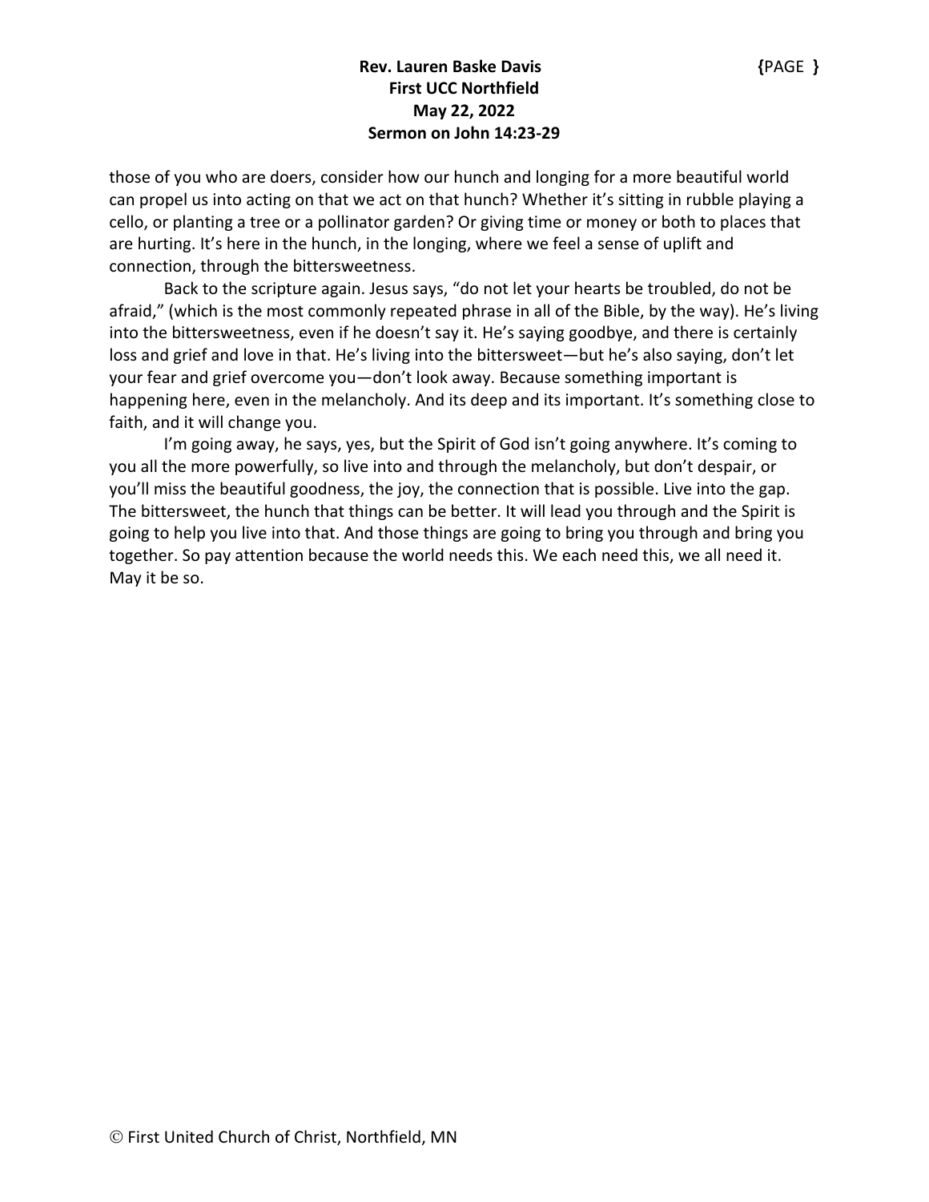those of you who are doers, consider how our hunch and longing for a more beautiful world can propel us into acting on that we act on that hunch? Whether it's sitting in rubble playing a cello, or planting a tree or a pollinator garden? Or giving time or money or both to places that are hurting. It's here in the hunch, in the longing, where we feel a sense of uplift and connection, through the bittersweetness.

Back to the scripture again. Jesus says, "do not let your hearts be troubled, do not be afraid," (which is the most commonly repeated phrase in all of the Bible, by the way). He's living into the bittersweetness, even if he doesn't say it. He's saying goodbye, and there is certainly loss and grief and love in that. He's living into the bittersweet—but he's also saying, don't let your fear and grief overcome you—don't look away. Because something important is happening here, even in the melancholy. And its deep and its important. It's something close to faith, and it will change you.

I'm going away, he says, yes, but the Spirit of God isn't going anywhere. It's coming to you all the more powerfully, so live into and through the melancholy, but don't despair, or you'll miss the beautiful goodness, the joy, the connection that is possible. Live into the gap. The bittersweet, the hunch that things can be better. It will lead you through and the Spirit is going to help you live into that. And those things are going to bring you through and bring you together. So pay attention because the world needs this. We each need this, we all need it. May it be so.